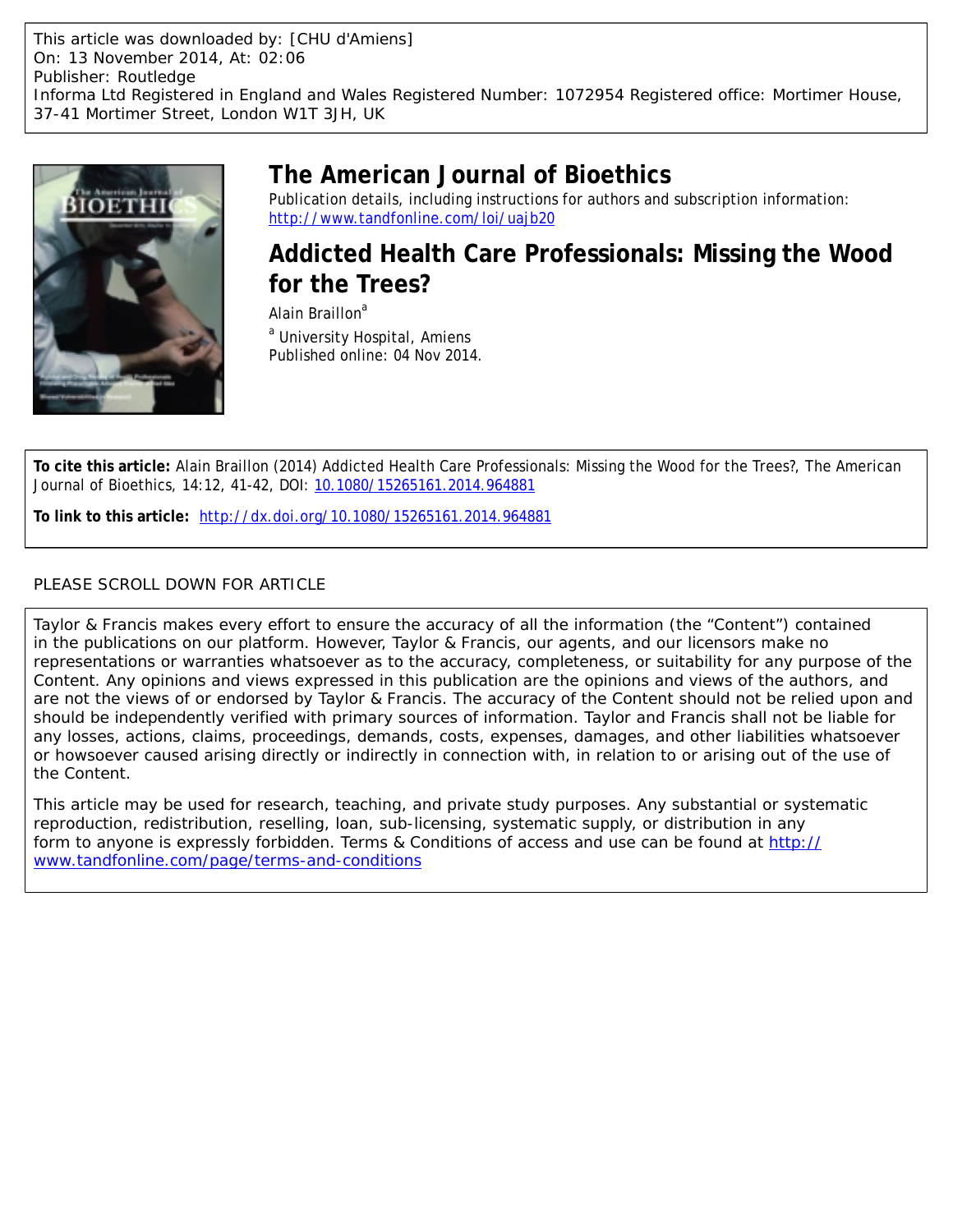This article was downloaded by: [CHU d'Amiens]
On: 13 November 2014, At: 02:06
Publisher: Routledge
Informa Ltd Registered in England and Wales Registered Number: 1072954 Registered office: Mortimer House, 37-41 Mortimer Street, London W1T 3JH, UK

# The American Journal of Bioethics

Publication details, including instructions for authors and subscription information:
http://www.tandfonline.com/loi/uajb20

## Addicted Health Care Professionals: Missing the Wood for the Trees?

Alain Braillon[a]

[a] University Hospital, Amiens

Published online: 04 Nov 2014.

**To cite this article:** Alain Braillon (2014) Addicted Health Care Professionals: Missing the Wood for the Trees?, The American Journal of Bioethics, 14:12, 41-42, DOI: 10.1080/15265161.2014.964881

**To link to this article:** http://dx.doi.org/10.1080/15265161.2014.964881

PLEASE SCROLL DOWN FOR ARTICLE

Taylor & Francis makes every effort to ensure the accuracy of all the information (the "Content") contained in the publications on our platform. However, Taylor & Francis, our agents, and our licensors make no representations or warranties whatsoever as to the accuracy, completeness, or suitability for any purpose of the Content. Any opinions and views expressed in this publication are the opinions and views of the authors, and are not the views of or endorsed by Taylor & Francis. The accuracy of the Content should not be relied upon and should be independently verified with primary sources of information. Taylor and Francis shall not be liable for any losses, actions, claims, proceedings, demands, costs, expenses, damages, and other liabilities whatsoever or howsoever caused arising directly or indirectly in connection with, in relation to or arising out of the use of the Content.

This article may be used for research, teaching, and private study purposes. Any substantial or systematic reproduction, redistribution, reselling, loan, sub-licensing, systematic supply, or distribution in any form to anyone is expressly forbidden. Terms & Conditions of access and use can be found at http://www.tandfonline.com/page/terms-and-conditions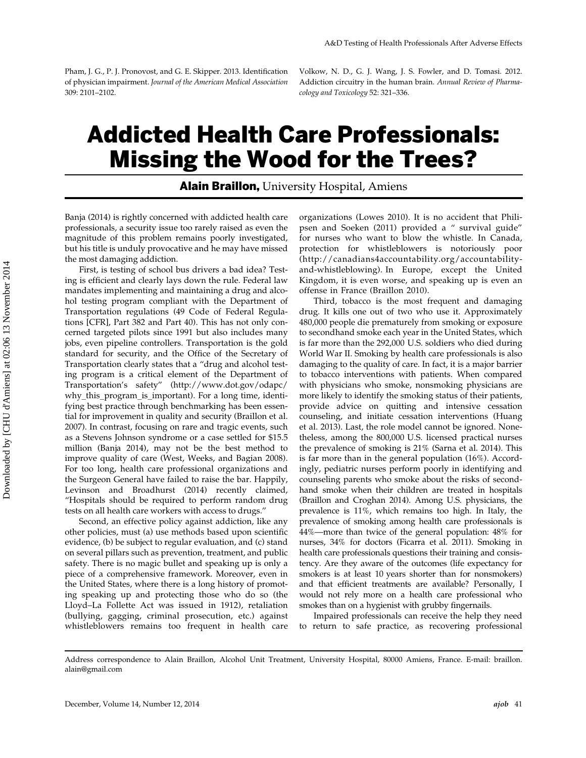Pham, J. G., P. J. Pronovost, and G. E. Skipper. 2013. Identification of physician impairment. *Journal of the American Medical Association* 309: 2101–2102.

Volkow, N. D., G. J. Wang, J. S. Fowler, and D. Tomasi. 2012. Addiction circuitry in the human brain. *Annual Review of Pharmacology and Toxicology* 52: 321–336.

# Addicted Health Care Professionals: Missing the Wood for the Trees?

**Alain Braillon,** University Hospital, Amiens

Banja (2014) is rightly concerned with addicted health care professionals, a security issue too rarely raised as even the magnitude of this problem remains poorly investigated, but his title is unduly provocative and he may have missed the most damaging addiction.

First, is testing of school bus drivers a bad idea? Testing is efficient and clearly lays down the rule. Federal law mandates implementing and maintaining a drug and alcohol testing program compliant with the Department of Transportation regulations (49 Code of Federal Regulations [CFR], Part 382 and Part 40). This has not only concerned targeted pilots since 1991 but also includes many jobs, even pipeline controllers. Transportation is the gold standard for security, and the Office of the Secretary of Transportation clearly states that a "drug and alcohol testing program is a critical element of the Department of Transportation's safety" (http://www.dot.gov/odapc/why_this_program_is_important). For a long time, identifying best practice through benchmarking has been essential for improvement in quality and security (Braillon et al. 2007). In contrast, focusing on rare and tragic events, such as a Stevens Johnson syndrome or a case settled for $15.5 million (Banja 2014), may not be the best method to improve quality of care (West, Weeks, and Bagian 2008). For too long, health care professional organizations and the Surgeon General have failed to raise the bar. Happily, Levinson and Broadhurst (2014) recently claimed, "Hospitals should be required to perform random drug tests on all health care workers with access to drugs."

Second, an effective policy against addiction, like any other policies, must (a) use methods based upon scientific evidence, (b) be subject to regular evaluation, and (c) stand on several pillars such as prevention, treatment, and public safety. There is no magic bullet and speaking up is only a piece of a comprehensive framework. Moreover, even in the United States, where there is a long history of promoting speaking up and protecting those who do so (the Lloyd–La Follette Act was issued in 1912), retaliation (bullying, gagging, criminal prosecution, etc.) against whistleblowers remains too frequent in health care organizations (Lowes 2010). It is no accident that Philipsen and Soeken (2011) provided a " survival guide" for nurses who want to blow the whistle. In Canada, protection for whistleblowers is notoriously poor (http://canadians4accountability.org/accountability-and-whistleblowing). In Europe, except the United Kingdom, it is even worse, and speaking up is even an offense in France (Braillon 2010).

Third, tobacco is the most frequent and damaging drug. It kills one out of two who use it. Approximately 480,000 people die prematurely from smoking or exposure to secondhand smoke each year in the United States, which is far more than the 292,000 U.S. soldiers who died during World War II. Smoking by health care professionals is also damaging to the quality of care. In fact, it is a major barrier to tobacco interventions with patients. When compared with physicians who smoke, nonsmoking physicians are more likely to identify the smoking status of their patients, provide advice on quitting and intensive cessation counseling, and initiate cessation interventions (Huang et al. 2013). Last, the role model cannot be ignored. Nonetheless, among the 800,000 U.S. licensed practical nurses the prevalence of smoking is 21% (Sarna et al. 2014). This is far more than in the general population (16%). Accordingly, pediatric nurses perform poorly in identifying and counseling parents who smoke about the risks of secondhand smoke when their children are treated in hospitals (Braillon and Croghan 2014). Among U.S. physicians, the prevalence is 11%, which remains too high. In Italy, the prevalence of smoking among health care professionals is 44%—more than twice of the general population: 48% for nurses, 34% for doctors (Ficarra et al. 2011). Smoking in health care professionals questions their training and consistency. Are they aware of the outcomes (life expectancy for smokers is at least 10 years shorter than for nonsmokers) and that efficient treatments are available? Personally, I would not rely more on a health care professional who smokes than on a hygienist with grubby fingernails.

Impaired professionals can receive the help they need to return to safe practice, as recovering professional

Address correspondence to Alain Braillon, Alcohol Unit Treatment, University Hospital, 80000 Amiens, France. E-mail: braillon.alain@gmail.com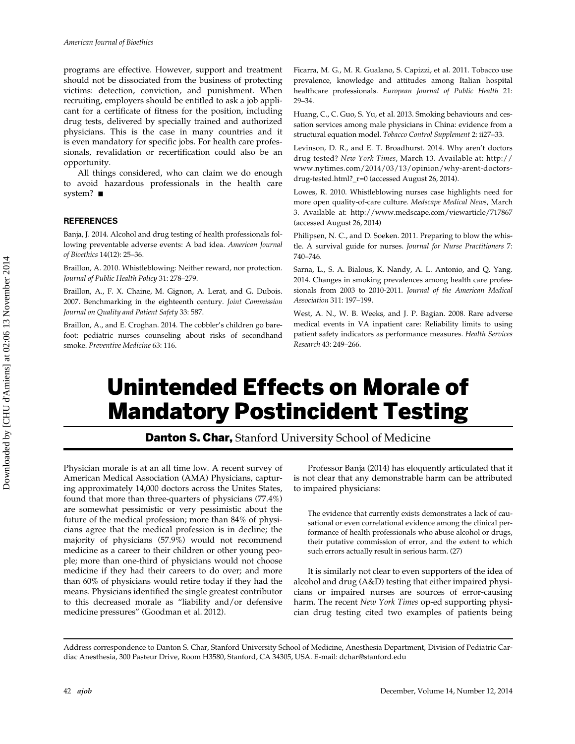programs are effective. However, support and treatment should not be dissociated from the business of protecting victims: detection, conviction, and punishment. When recruiting, employers should be entitled to ask a job applicant for a certificate of fitness for the position, including drug tests, delivered by specially trained and authorized physicians. This is the case in many countries and it is even mandatory for specific jobs. For health care professionals, revalidation or recertification could also be an opportunity.

All things considered, who can claim we do enough to avoid hazardous professionals in the health care system? ■

## REFERENCES

Banja, J. 2014. Alcohol and drug testing of health professionals following preventable adverse events: A bad idea. *American Journal of Bioethics* 14(12): 25–36.

Braillon, A. 2010. Whistleblowing: Neither reward, nor protection. *Journal of Public Health Policy* 31: 278–279.

Braillon, A., F. X. Chaine, M. Gignon, A. Lerat, and G. Dubois. 2007. Benchmarking in the eighteenth century. *Joint Commission Journal on Quality and Patient Safety* 33: 587.

Braillon, A., and E. Croghan. 2014. The cobbler's children go barefoot: pediatric nurses counseling about risks of secondhand smoke. *Preventive Medicine* 63: 116.

Ficarra, M. G., M. R. Gualano, S. Capizzi, et al. 2011. Tobacco use prevalence, knowledge and attitudes among Italian hospital healthcare professionals. *European Journal of Public Health* 21: 29–34.

Huang, C., C. Guo, S. Yu, et al. 2013. Smoking behaviours and cessation services among male physicians in China: evidence from a structural equation model. *Tobacco Control Supplement* 2: ii27–33.

Levinson, D. R., and E. T. Broadhurst. 2014. Why aren't doctors drug tested? *New York Times*, March 13. Available at: http://www.nytimes.com/2014/03/13/opinion/why-arent-doctors-drug-tested.html?_r=0 (accessed August 26, 2014).

Lowes, R. 2010. Whistleblowing nurses case highlights need for more open quality-of-care culture. *Medscape Medical News*, March 3. Available at: http://www.medscape.com/viewarticle/717867 (accessed August 26, 2014)

Philipsen, N. C., and D. Soeken. 2011. Preparing to blow the whistle. A survival guide for nurses. *Journal for Nurse Practitioners* 7: 740–746.

Sarna, L., S. A. Bialous, K. Nandy, A. L. Antonio, and Q. Yang. 2014. Changes in smoking prevalences among health care professionals from 2003 to 2010-2011. *Journal of the American Medical Association* 311: 197–199.

West, A. N., W. B. Weeks, and J. P. Bagian. 2008. Rare adverse medical events in VA inpatient care: Reliability limits to using patient safety indicators as performance measures. *Health Services Research* 43: 249–266.

# Unintended Effects on Morale of Mandatory Postincident Testing

**Danton S. Char,** Stanford University School of Medicine

Physician morale is at an all time low. A recent survey of American Medical Association (AMA) Physicians, capturing approximately 14,000 doctors across the Unites States, found that more than three-quarters of physicians (77.4%) are somewhat pessimistic or very pessimistic about the future of the medical profession; more than 84% of physicians agree that the medical profession is in decline; the majority of physicians (57.9%) would not recommend medicine as a career to their children or other young people; more than one-third of physicians would not choose medicine if they had their careers to do over; and more than 60% of physicians would retire today if they had the means. Physicians identified the single greatest contributor to this decreased morale as "liability and/or defensive medicine pressures" (Goodman et al. 2012).

Professor Banja (2014) has eloquently articulated that it is not clear that any demonstrable harm can be attributed to impaired physicians:

> The evidence that currently exists demonstrates a lack of causational or even correlational evidence among the clinical performance of health professionals who abuse alcohol or drugs, their putative commission of error, and the extent to which such errors actually result in serious harm. (27)

It is similarly not clear to even supporters of the idea of alcohol and drug (A&D) testing that either impaired physicians or impaired nurses are sources of error-causing harm. The recent *New York Times* op-ed supporting physician drug testing cited two examples of patients being

Address correspondence to Danton S. Char, Stanford University School of Medicine, Anesthesia Department, Division of Pediatric Cardiac Anesthesia, 300 Pasteur Drive, Room H3580, Stanford, CA 34305, USA. E-mail: dchar@stanford.edu